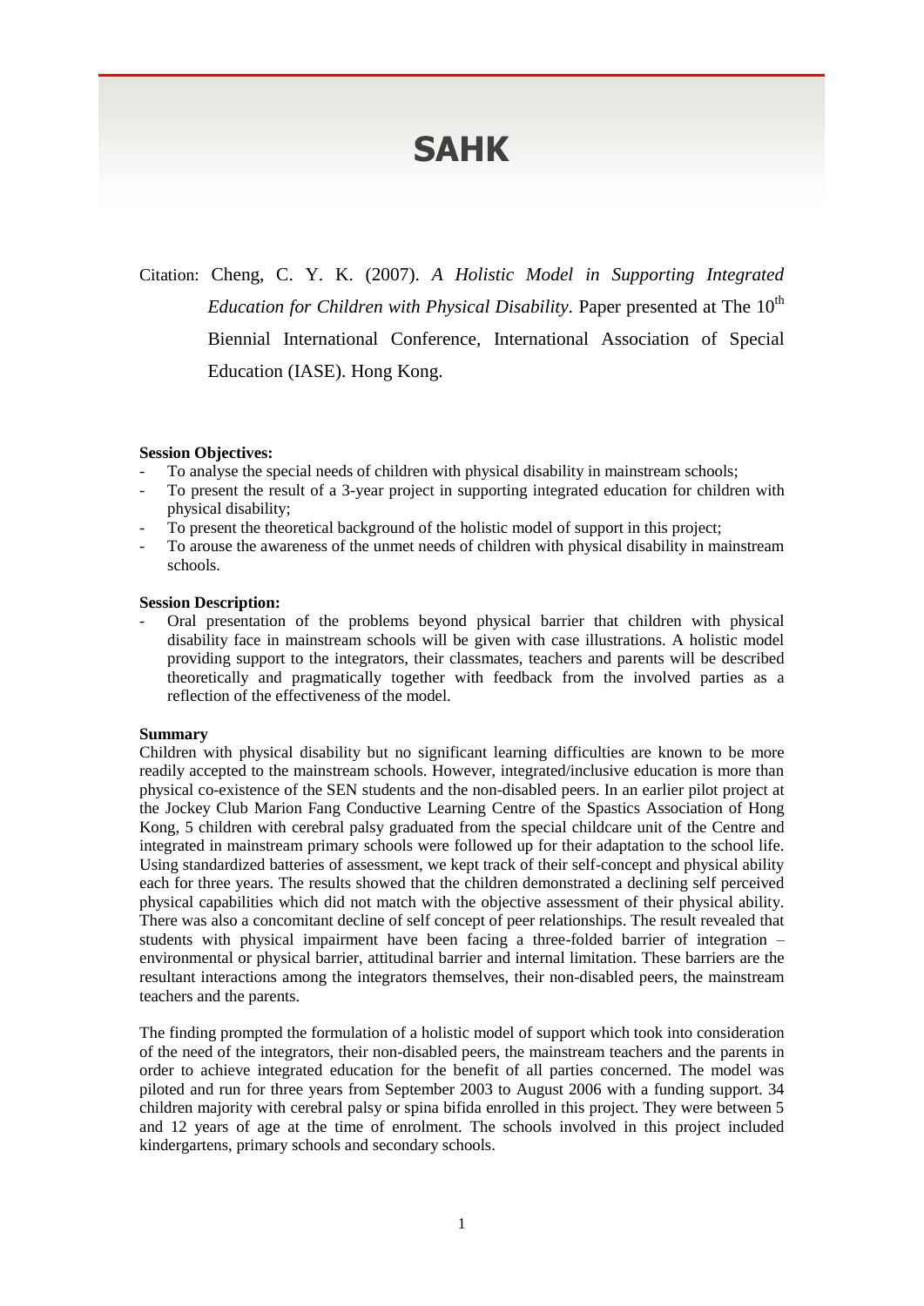# SAHK

Citation: Cheng, C. Y. K. (2007). *A Holistic Model in Supporting Integrated Education for Children with Physical Disability*. Paper presented at The 10th Biennial International Conference, International Association of Special Education (IASE). Hong Kong.

**Session Objectives:**

- To analyse the special needs of children with physical disability in mainstream schools;
- To present the result of a 3-year project in supporting integrated education for children with physical disability;
- To present the theoretical background of the holistic model of support in this project;
- To arouse the awareness of the unmet needs of children with physical disability in mainstream schools.

**Session Description:**

- Oral presentation of the problems beyond physical barrier that children with physical disability face in mainstream schools will be given with case illustrations. A holistic model providing support to the integrators, their classmates, teachers and parents will be described theoretically and pragmatically together with feedback from the involved parties as a reflection of the effectiveness of the model.

**Summary**

Children with physical disability but no significant learning difficulties are known to be more readily accepted to the mainstream schools. However, integrated/inclusive education is more than physical co-existence of the SEN students and the non-disabled peers. In an earlier pilot project at the Jockey Club Marion Fang Conductive Learning Centre of the Spastics Association of Hong Kong, 5 children with cerebral palsy graduated from the special childcare unit of the Centre and integrated in mainstream primary schools were followed up for their adaptation to the school life. Using standardized batteries of assessment, we kept track of their self-concept and physical ability each for three years. The results showed that the children demonstrated a declining self perceived physical capabilities which did not match with the objective assessment of their physical ability. There was also a concomitant decline of self concept of peer relationships. The result revealed that students with physical impairment have been facing a three-folded barrier of integration – environmental or physical barrier, attitudinal barrier and internal limitation. These barriers are the resultant interactions among the integrators themselves, their non-disabled peers, the mainstream teachers and the parents.

The finding prompted the formulation of a holistic model of support which took into consideration of the need of the integrators, their non-disabled peers, the mainstream teachers and the parents in order to achieve integrated education for the benefit of all parties concerned. The model was piloted and run for three years from September 2003 to August 2006 with a funding support. 34 children majority with cerebral palsy or spina bifida enrolled in this project. They were between 5 and 12 years of age at the time of enrolment. The schools involved in this project included kindergartens, primary schools and secondary schools.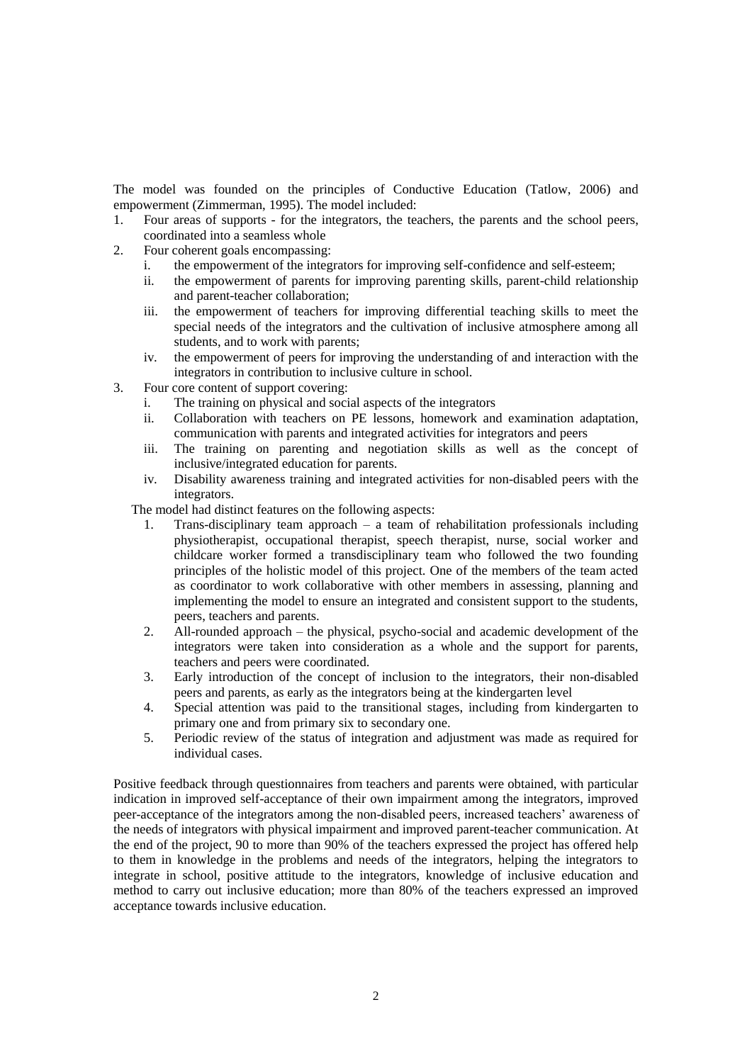The model was founded on the principles of Conductive Education (Tatlow, 2006) and empowerment (Zimmerman, 1995). The model included:

1. Four areas of supports - for the integrators, the teachers, the parents and the school peers, coordinated into a seamless whole
2. Four coherent goals encompassing:
   i. the empowerment of the integrators for improving self-confidence and self-esteem;
   ii. the empowerment of parents for improving parenting skills, parent-child relationship and parent-teacher collaboration;
   iii. the empowerment of teachers for improving differential teaching skills to meet the special needs of the integrators and the cultivation of inclusive atmosphere among all students, and to work with parents;
   iv. the empowerment of peers for improving the understanding of and interaction with the integrators in contribution to inclusive culture in school.
3. Four core content of support covering:
   i. The training on physical and social aspects of the integrators
   ii. Collaboration with teachers on PE lessons, homework and examination adaptation, communication with parents and integrated activities for integrators and peers
   iii. The training on parenting and negotiation skills as well as the concept of inclusive/integrated education for parents.
   iv. Disability awareness training and integrated activities for non-disabled peers with the integrators.

The model had distinct features on the following aspects:

1. Trans-disciplinary team approach – a team of rehabilitation professionals including physiotherapist, occupational therapist, speech therapist, nurse, social worker and childcare worker formed a transdisciplinary team who followed the two founding principles of the holistic model of this project. One of the members of the team acted as coordinator to work collaborative with other members in assessing, planning and implementing the model to ensure an integrated and consistent support to the students, peers, teachers and parents.
2. All-rounded approach – the physical, psycho-social and academic development of the integrators were taken into consideration as a whole and the support for parents, teachers and peers were coordinated.
3. Early introduction of the concept of inclusion to the integrators, their non-disabled peers and parents, as early as the integrators being at the kindergarten level
4. Special attention was paid to the transitional stages, including from kindergarten to primary one and from primary six to secondary one.
5. Periodic review of the status of integration and adjustment was made as required for individual cases.

Positive feedback through questionnaires from teachers and parents were obtained, with particular indication in improved self-acceptance of their own impairment among the integrators, improved peer-acceptance of the integrators among the non-disabled peers, increased teachers' awareness of the needs of integrators with physical impairment and improved parent-teacher communication. At the end of the project, 90 to more than 90% of the teachers expressed the project has offered help to them in knowledge in the problems and needs of the integrators, helping the integrators to integrate in school, positive attitude to the integrators, knowledge of inclusive education and method to carry out inclusive education; more than 80% of the teachers expressed an improved acceptance towards inclusive education.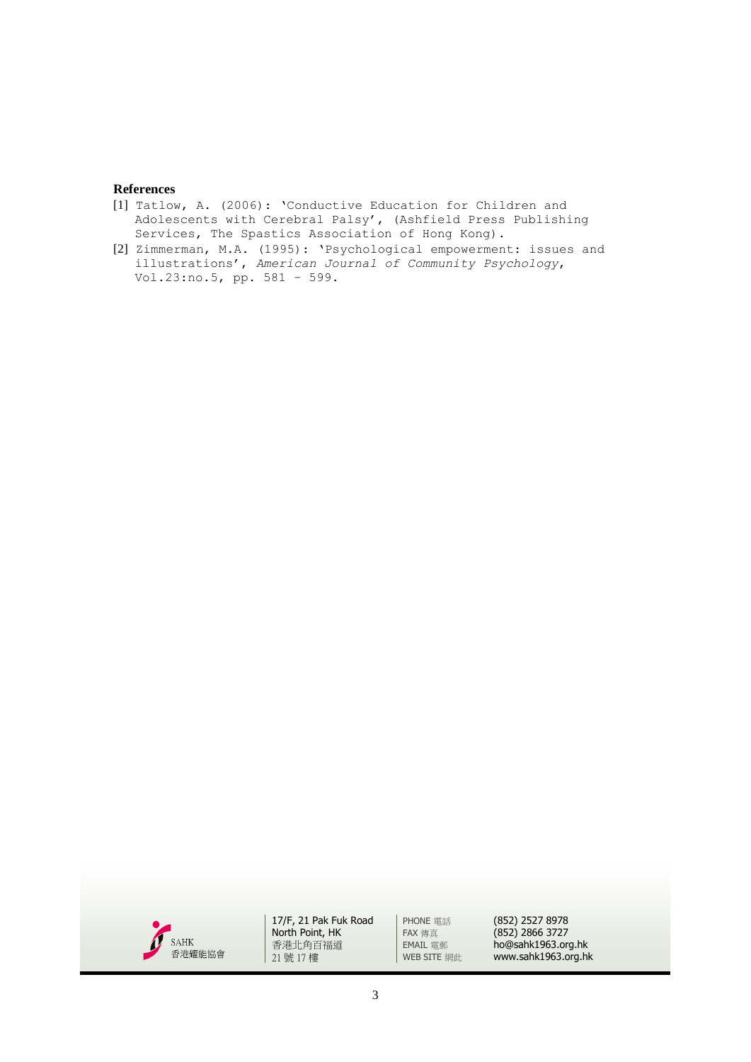**References**

[1] Tatlow, A. (2006): 'Conductive Education for Children and Adolescents with Cerebral Palsy', (Ashfield Press Publishing Services, The Spastics Association of Hong Kong).

[2] Zimmerman, M.A. (1995): 'Psychological empowerment: issues and illustrations', *American Journal of Community Psychology*, Vol.23:no.5, pp. 581 – 599.